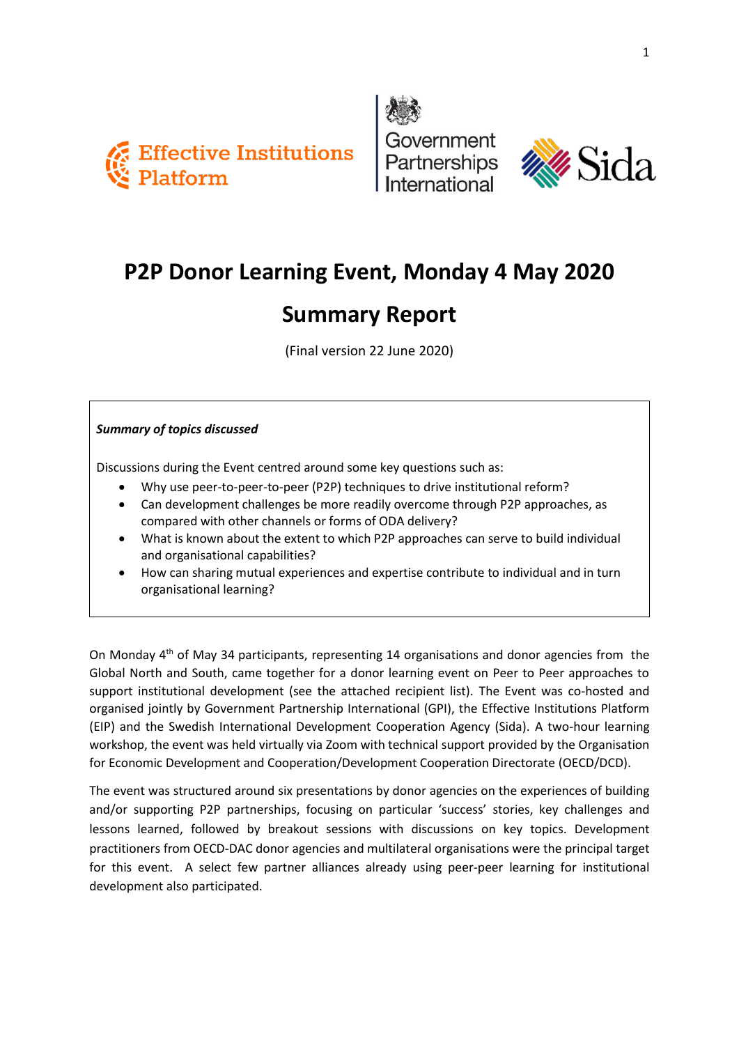Effective Institutions Platform

Government Partnerships International

Sida

# P2P Donor Learning Event, Monday 4 May 2020

# Summary Report

(Final version 22 June 2020)

***Summary of topics discussed***

Discussions during the Event centred around some key questions such as:

- Why use peer-to-peer-to-peer (P2P) techniques to drive institutional reform?
- Can development challenges be more readily overcome through P2P approaches, as compared with other channels or forms of ODA delivery?
- What is known about the extent to which P2P approaches can serve to build individual and organisational capabilities?
- How can sharing mutual experiences and expertise contribute to individual and in turn organisational learning?

On Monday 4th of May 34 participants, representing 14 organisations and donor agencies from the Global North and South, came together for a donor learning event on Peer to Peer approaches to support institutional development (see the attached recipient list). The Event was co-hosted and organised jointly by Government Partnership International (GPI), the Effective Institutions Platform (EIP) and the Swedish International Development Cooperation Agency (Sida). A two-hour learning workshop, the event was held virtually via Zoom with technical support provided by the Organisation for Economic Development and Cooperation/Development Cooperation Directorate (OECD/DCD).

The event was structured around six presentations by donor agencies on the experiences of building and/or supporting P2P partnerships, focusing on particular 'success' stories, key challenges and lessons learned, followed by breakout sessions with discussions on key topics. Development practitioners from OECD-DAC donor agencies and multilateral organisations were the principal target for this event. A select few partner alliances already using peer-peer learning for institutional development also participated.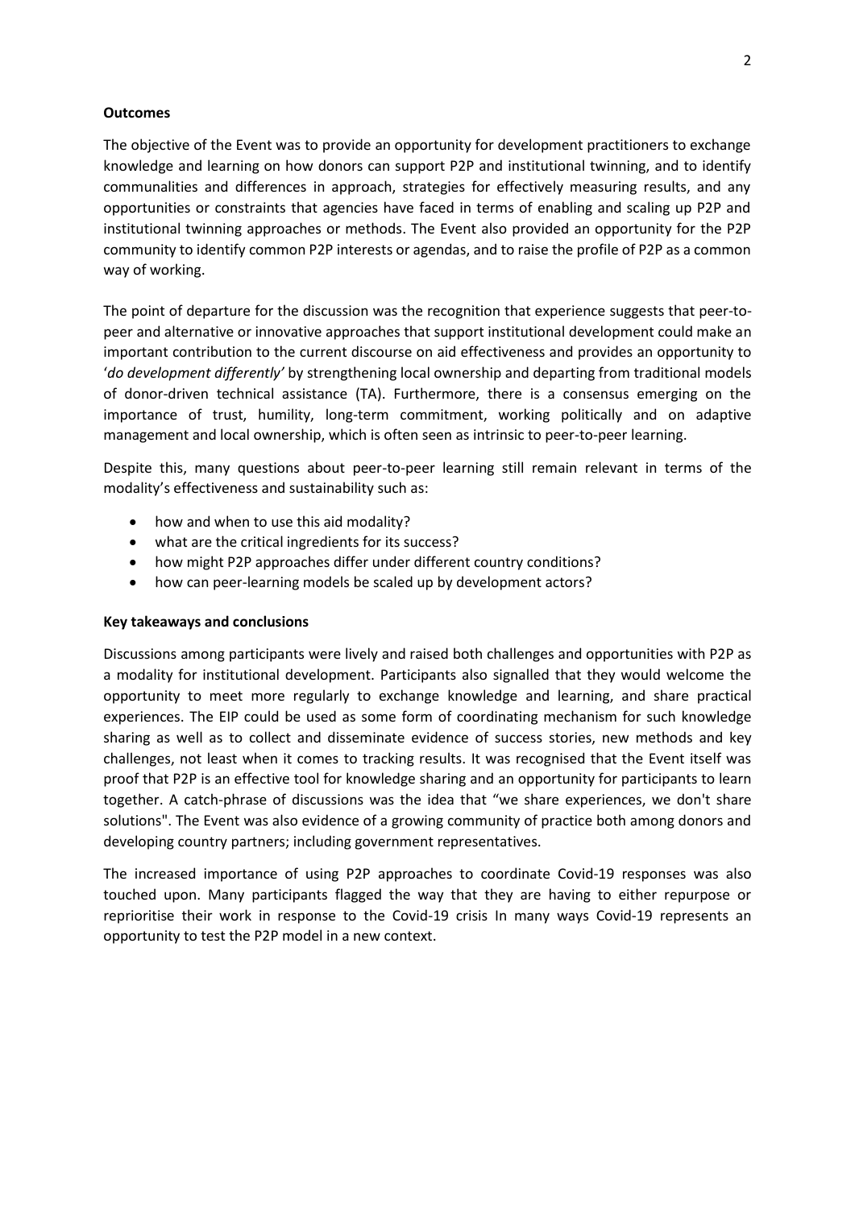**Outcomes**

The objective of the Event was to provide an opportunity for development practitioners to exchange knowledge and learning on how donors can support P2P and institutional twinning, and to identify communalities and differences in approach, strategies for effectively measuring results, and any opportunities or constraints that agencies have faced in terms of enabling and scaling up P2P and institutional twinning approaches or methods. The Event also provided an opportunity for the P2P community to identify common P2P interests or agendas, and to raise the profile of P2P as a common way of working.

The point of departure for the discussion was the recognition that experience suggests that peer-to-peer and alternative or innovative approaches that support institutional development could make an important contribution to the current discourse on aid effectiveness and provides an opportunity to '*do development differently'* by strengthening local ownership and departing from traditional models of donor-driven technical assistance (TA). Furthermore, there is a consensus emerging on the importance of trust, humility, long-term commitment, working politically and on adaptive management and local ownership, which is often seen as intrinsic to peer-to-peer learning.

Despite this, many questions about peer-to-peer learning still remain relevant in terms of the modality's effectiveness and sustainability such as:

- how and when to use this aid modality?
- what are the critical ingredients for its success?
- how might P2P approaches differ under different country conditions?
- how can peer-learning models be scaled up by development actors?

**Key takeaways and conclusions**

Discussions among participants were lively and raised both challenges and opportunities with P2P as a modality for institutional development. Participants also signalled that they would welcome the opportunity to meet more regularly to exchange knowledge and learning, and share practical experiences. The EIP could be used as some form of coordinating mechanism for such knowledge sharing as well as to collect and disseminate evidence of success stories, new methods and key challenges, not least when it comes to tracking results. It was recognised that the Event itself was proof that P2P is an effective tool for knowledge sharing and an opportunity for participants to learn together. A catch-phrase of discussions was the idea that "we share experiences, we don't share solutions". The Event was also evidence of a growing community of practice both among donors and developing country partners; including government representatives.

The increased importance of using P2P approaches to coordinate Covid-19 responses was also touched upon. Many participants flagged the way that they are having to either repurpose or reprioritise their work in response to the Covid-19 crisis In many ways Covid-19 represents an opportunity to test the P2P model in a new context.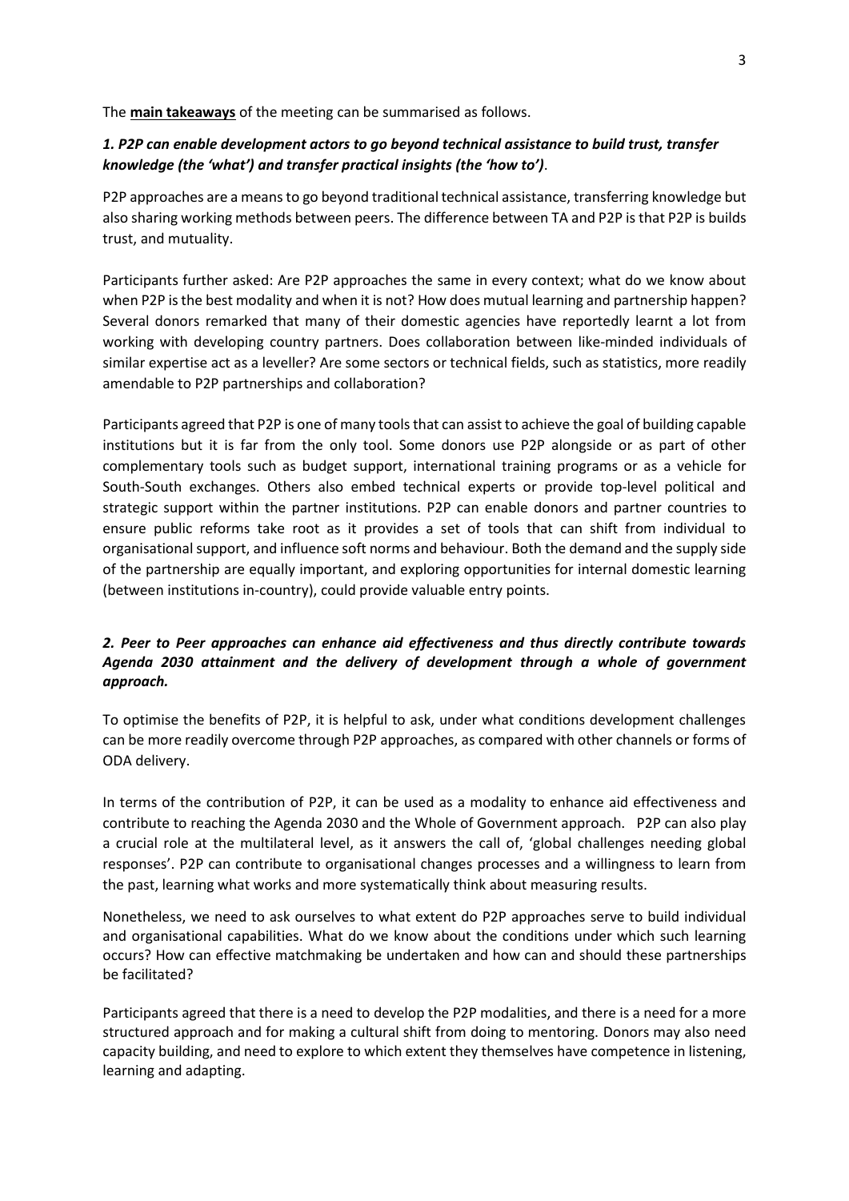The **main takeaways** of the meeting can be summarised as follows.

***1. P2P can enable development actors to go beyond technical assistance to build trust, transfer knowledge (the 'what') and transfer practical insights (the 'how to')*.**

P2P approaches are a means to go beyond traditional technical assistance, transferring knowledge but also sharing working methods between peers. The difference between TA and P2P is that P2P is builds trust, and mutuality.

Participants further asked: Are P2P approaches the same in every context; what do we know about when P2P is the best modality and when it is not? How does mutual learning and partnership happen? Several donors remarked that many of their domestic agencies have reportedly learnt a lot from working with developing country partners. Does collaboration between like-minded individuals of similar expertise act as a leveller? Are some sectors or technical fields, such as statistics, more readily amendable to P2P partnerships and collaboration?

Participants agreed that P2P is one of many tools that can assist to achieve the goal of building capable institutions but it is far from the only tool. Some donors use P2P alongside or as part of other complementary tools such as budget support, international training programs or as a vehicle for South-South exchanges. Others also embed technical experts or provide top-level political and strategic support within the partner institutions. P2P can enable donors and partner countries to ensure public reforms take root as it provides a set of tools that can shift from individual to organisational support, and influence soft norms and behaviour. Both the demand and the supply side of the partnership are equally important, and exploring opportunities for internal domestic learning (between institutions in-country), could provide valuable entry points.

***2. Peer to Peer approaches can enhance aid effectiveness and thus directly contribute towards Agenda 2030 attainment and the delivery of development through a whole of government approach.***

To optimise the benefits of P2P, it is helpful to ask, under what conditions development challenges can be more readily overcome through P2P approaches, as compared with other channels or forms of ODA delivery.

In terms of the contribution of P2P, it can be used as a modality to enhance aid effectiveness and contribute to reaching the Agenda 2030 and the Whole of Government approach. P2P can also play a crucial role at the multilateral level, as it answers the call of, 'global challenges needing global responses'. P2P can contribute to organisational changes processes and a willingness to learn from the past, learning what works and more systematically think about measuring results.

Nonetheless, we need to ask ourselves to what extent do P2P approaches serve to build individual and organisational capabilities. What do we know about the conditions under which such learning occurs? How can effective matchmaking be undertaken and how can and should these partnerships be facilitated?

Participants agreed that there is a need to develop the P2P modalities, and there is a need for a more structured approach and for making a cultural shift from doing to mentoring. Donors may also need capacity building, and need to explore to which extent they themselves have competence in listening, learning and adapting.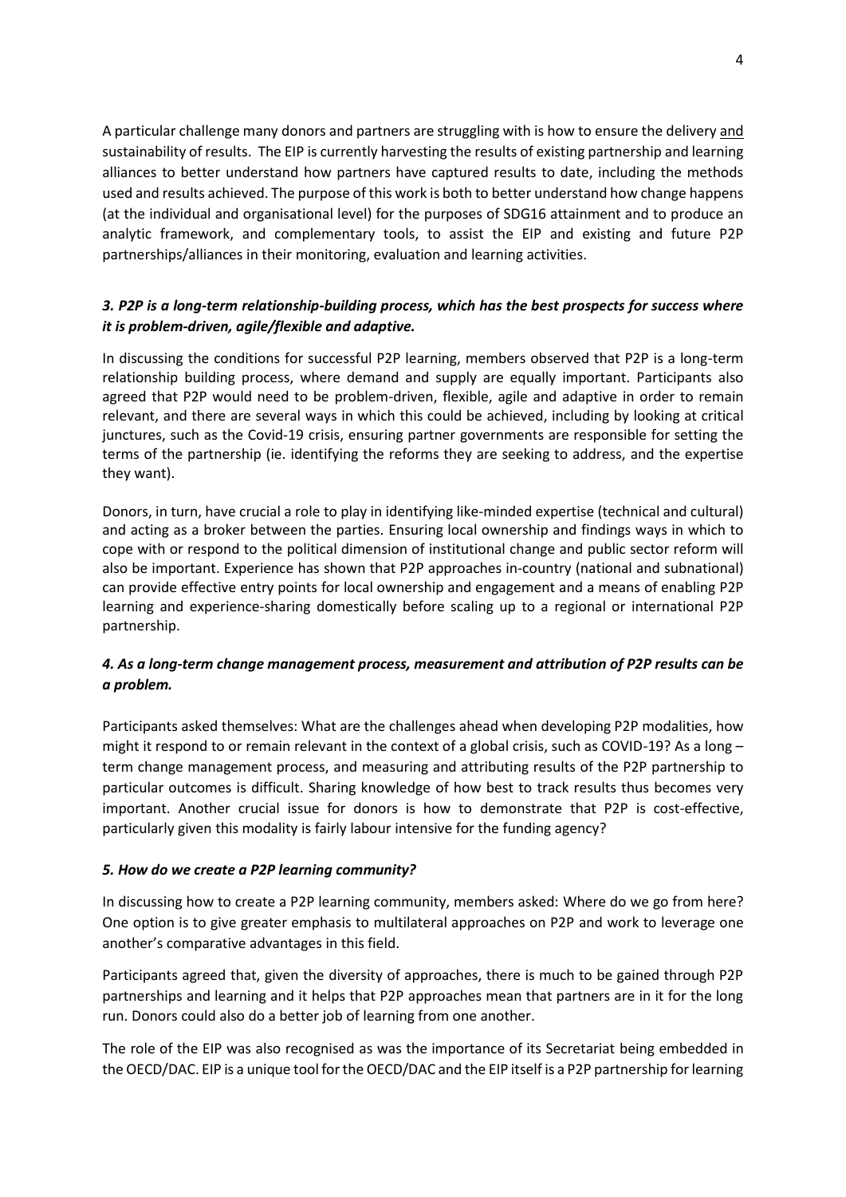A particular challenge many donors and partners are struggling with is how to ensure the delivery and sustainability of results. The EIP is currently harvesting the results of existing partnership and learning alliances to better understand how partners have captured results to date, including the methods used and results achieved. The purpose of this work is both to better understand how change happens (at the individual and organisational level) for the purposes of SDG16 attainment and to produce an analytic framework, and complementary tools, to assist the EIP and existing and future P2P partnerships/alliances in their monitoring, evaluation and learning activities.

### *3. P2P is a long-term relationship-building process, which has the best prospects for success where it is problem-driven, agile/flexible and adaptive.*

In discussing the conditions for successful P2P learning, members observed that P2P is a long-term relationship building process, where demand and supply are equally important. Participants also agreed that P2P would need to be problem-driven, flexible, agile and adaptive in order to remain relevant, and there are several ways in which this could be achieved, including by looking at critical junctures, such as the Covid-19 crisis, ensuring partner governments are responsible for setting the terms of the partnership (ie. identifying the reforms they are seeking to address, and the expertise they want).

Donors, in turn, have crucial a role to play in identifying like-minded expertise (technical and cultural) and acting as a broker between the parties. Ensuring local ownership and findings ways in which to cope with or respond to the political dimension of institutional change and public sector reform will also be important. Experience has shown that P2P approaches in-country (national and subnational) can provide effective entry points for local ownership and engagement and a means of enabling P2P learning and experience-sharing domestically before scaling up to a regional or international P2P partnership.

### *4. As a long-term change management process, measurement and attribution of P2P results can be a problem.*

Participants asked themselves: What are the challenges ahead when developing P2P modalities, how might it respond to or remain relevant in the context of a global crisis, such as COVID-19? As a long – term change management process, and measuring and attributing results of the P2P partnership to particular outcomes is difficult. Sharing knowledge of how best to track results thus becomes very important. Another crucial issue for donors is how to demonstrate that P2P is cost-effective, particularly given this modality is fairly labour intensive for the funding agency?

### *5. How do we create a P2P learning community?*

In discussing how to create a P2P learning community, members asked: Where do we go from here? One option is to give greater emphasis to multilateral approaches on P2P and work to leverage one another's comparative advantages in this field.

Participants agreed that, given the diversity of approaches, there is much to be gained through P2P partnerships and learning and it helps that P2P approaches mean that partners are in it for the long run. Donors could also do a better job of learning from one another.

The role of the EIP was also recognised as was the importance of its Secretariat being embedded in the OECD/DAC. EIP is a unique tool for the OECD/DAC and the EIP itself is a P2P partnership for learning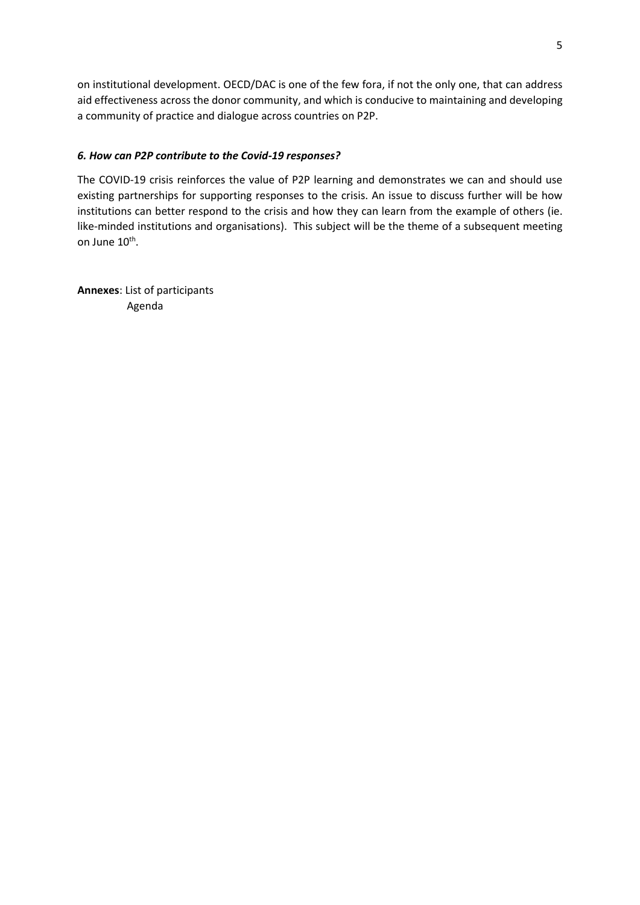on institutional development. OECD/DAC is one of the few fora, if not the only one, that can address aid effectiveness across the donor community, and which is conducive to maintaining and developing a community of practice and dialogue across countries on P2P.

### *6. How can P2P contribute to the Covid-19 responses?*

The COVID-19 crisis reinforces the value of P2P learning and demonstrates we can and should use existing partnerships for supporting responses to the crisis. An issue to discuss further will be how institutions can better respond to the crisis and how they can learn from the example of others (ie. like-minded institutions and organisations). This subject will be the theme of a subsequent meeting on June 10th.

**Annexes**: List of participants
Agenda